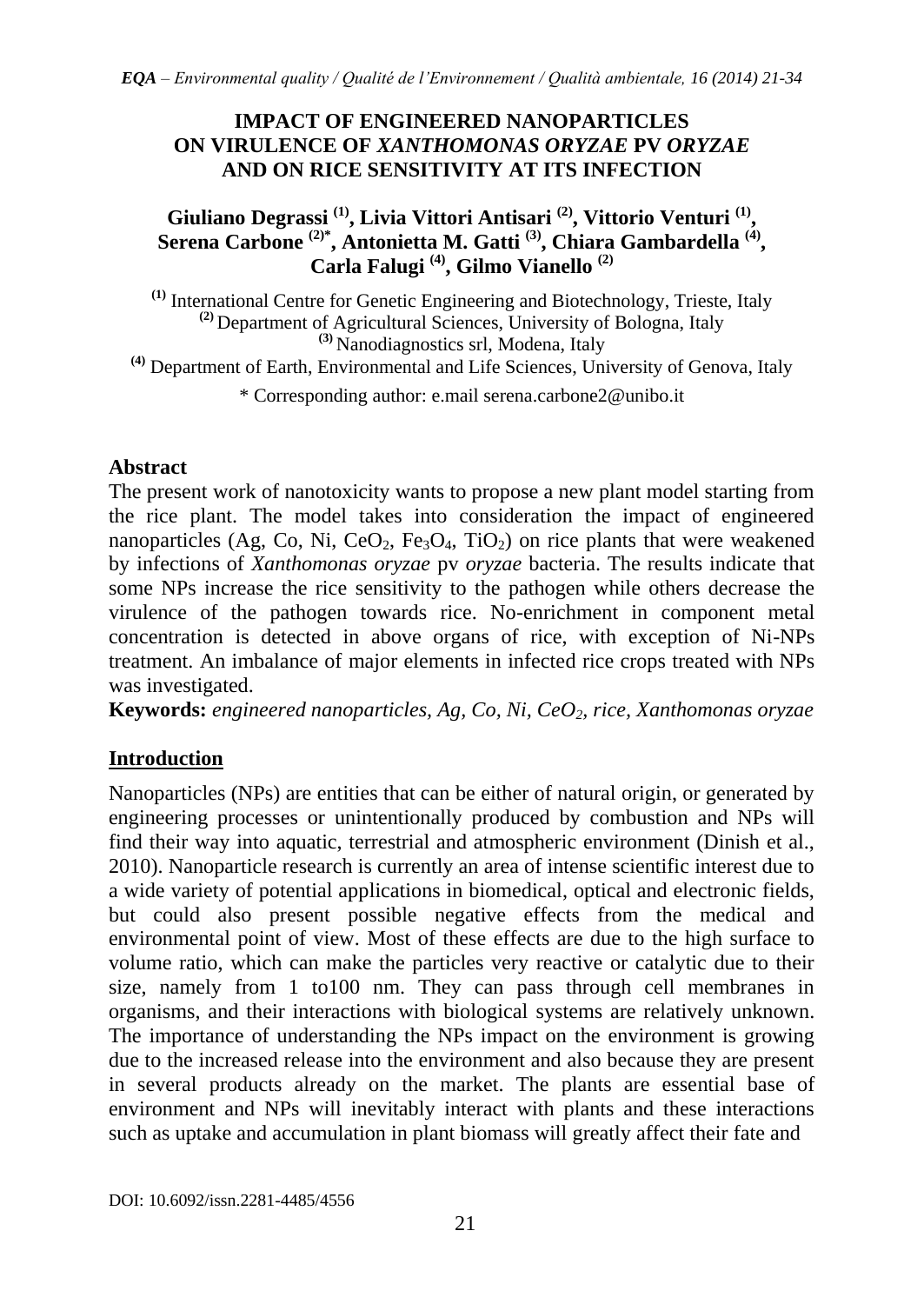# IMPACT OF ENGINEERED NANOPARTICLES ON VIRULENCE OF *XANTHOMONAS ORYZAE* PV *ORYZAE* AND ON RICE SENSITIVITY AT ITS INFECTION

**Giuliano Degrassi [(1)], Livia Vittori Antisari [(2)], Vittorio Venturi [(1)], Serena Carbone [(2)*], Antonietta M. Gatti [(3)], Chiara Gambardella [(4)], Carla Falugi [(4)], Gilmo Vianello [(2)]**

[(1)] International Centre for Genetic Engineering and Biotechnology, Trieste, Italy
[(2)] Department of Agricultural Sciences, University of Bologna, Italy
[(3)] Nanodiagnostics srl, Modena, Italy
[(4)] Department of Earth, Environmental and Life Sciences, University of Genova, Italy

\* Corresponding author: e.mail serena.carbone2@unibo.it

## Abstract

The present work of nanotoxicity wants to propose a new plant model starting from the rice plant. The model takes into consideration the impact of engineered nanoparticles (Ag, Co, Ni, $CeO_2$, $Fe_3O_4$, $TiO_2$) on rice plants that were weakened by infections of *Xanthomonas oryzae* pv *oryzae* bacteria. The results indicate that some NPs increase the rice sensitivity to the pathogen while others decrease the virulence of the pathogen towards rice. No-enrichment in component metal concentration is detected in above organs of rice, with exception of Ni-NPs treatment. An imbalance of major elements in infected rice crops treated with NPs was investigated.

**Keywords:** *engineered nanoparticles, Ag, Co, Ni, $CeO_2$, rice, Xanthomonas oryzae*

## Introduction

Nanoparticles (NPs) are entities that can be either of natural origin, or generated by engineering processes or unintentionally produced by combustion and NPs will find their way into aquatic, terrestrial and atmospheric environment (Dinish et al., 2010). Nanoparticle research is currently an area of intense scientific interest due to a wide variety of potential applications in biomedical, optical and electronic fields, but could also present possible negative effects from the medical and environmental point of view. Most of these effects are due to the high surface to volume ratio, which can make the particles very reactive or catalytic due to their size, namely from 1 to100 nm. They can pass through cell membranes in organisms, and their interactions with biological systems are relatively unknown. The importance of understanding the NPs impact on the environment is growing due to the increased release into the environment and also because they are present in several products already on the market. The plants are essential base of environment and NPs will inevitably interact with plants and these interactions such as uptake and accumulation in plant biomass will greatly affect their fate and

DOI: 10.6092/issn.2281-4485/4556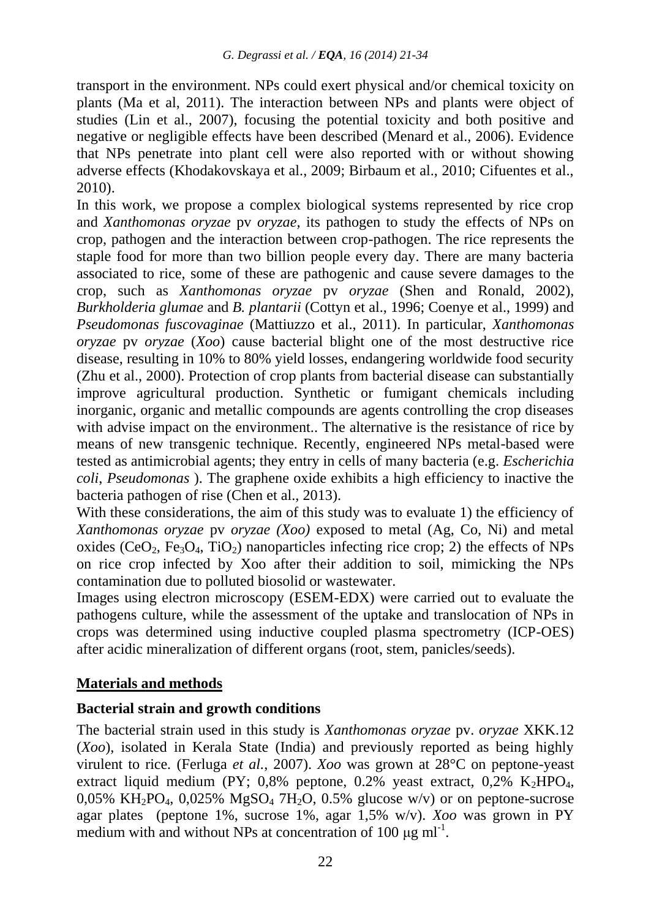transport in the environment. NPs could exert physical and/or chemical toxicity on plants (Ma et al, 2011). The interaction between NPs and plants were object of studies (Lin et al., 2007), focusing the potential toxicity and both positive and negative or negligible effects have been described (Menard et al., 2006). Evidence that NPs penetrate into plant cell were also reported with or without showing adverse effects (Khodakovskaya et al., 2009; Birbaum et al., 2010; Cifuentes et al., 2010).

In this work, we propose a complex biological systems represented by rice crop and *Xanthomonas oryzae* pv *oryzae,* its pathogen to study the effects of NPs on crop, pathogen and the interaction between crop-pathogen. The rice represents the staple food for more than two billion people every day. There are many bacteria associated to rice, some of these are pathogenic and cause severe damages to the crop, such as *Xanthomonas oryzae* pv *oryzae* (Shen and Ronald, 2002), *Burkholderia glumae* and *B. plantarii* (Cottyn et al., 1996; Coenye et al., 1999) and *Pseudomonas fuscovaginae* (Mattiuzzo et al., 2011). In particular, *Xanthomonas oryzae* pv *oryzae* (*Xoo*) cause bacterial blight one of the most destructive rice disease, resulting in 10% to 80% yield losses, endangering worldwide food security (Zhu et al., 2000). Protection of crop plants from bacterial disease can substantially improve agricultural production. Synthetic or fumigant chemicals including inorganic, organic and metallic compounds are agents controlling the crop diseases with advise impact on the environment.. The alternative is the resistance of rice by means of new transgenic technique. Recently, engineered NPs metal-based were tested as antimicrobial agents; they entry in cells of many bacteria (e.g. *Escherichia coli, Pseudomonas* ). The graphene oxide exhibits a high efficiency to inactive the bacteria pathogen of rise (Chen et al., 2013).

With these considerations, the aim of this study was to evaluate 1) the efficiency of *Xanthomonas oryzae* pv *oryzae (Xoo)* exposed to metal (Ag, Co, Ni) and metal oxides ($CeO_2$, $Fe_3O_4$, $TiO_2$) nanoparticles infecting rice crop; 2) the effects of NPs on rice crop infected by Xoo after their addition to soil, mimicking the NPs contamination due to polluted biosolid or wastewater.

Images using electron microscopy (ESEM-EDX) were carried out to evaluate the pathogens culture, while the assessment of the uptake and translocation of NPs in crops was determined using inductive coupled plasma spectrometry (ICP-OES) after acidic mineralization of different organs (root, stem, panicles/seeds).

## Materials and methods

### Bacterial strain and growth conditions

The bacterial strain used in this study is *Xanthomonas oryzae* pv. *oryzae* XKK.12 (*Xoo*), isolated in Kerala State (India) and previously reported as being highly virulent to rice. (Ferluga *et al.*, 2007). *Xoo* was grown at 28°C on peptone-yeast extract liquid medium (PY; 0,8% peptone, 0.2% yeast extract, 0,2% $K_2HPO_4$, 0,05% $KH_2PO_4$, 0,025% $MgSO_4$ $7H_2O$, 0.5% glucose w/v) or on peptone-sucrose agar plates (peptone 1%, sucrose 1%, agar 1,5% w/v). *Xoo* was grown in PY medium with and without NPs at concentration of 100 $\mu$g ml$^{-1}$.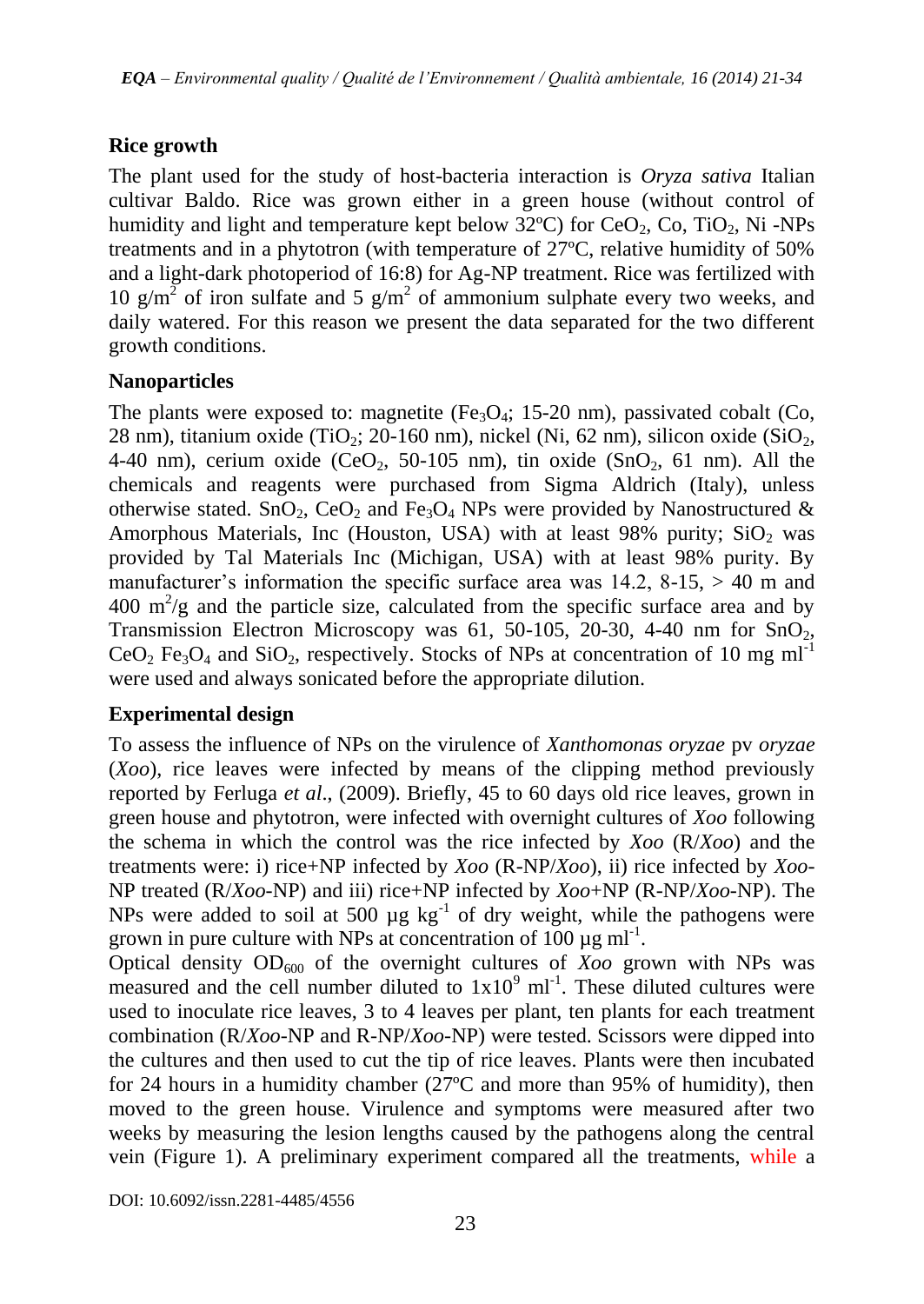## Rice growth

The plant used for the study of host-bacteria interaction is *Oryza sativa* Italian cultivar Baldo. Rice was grown either in a green house (without control of humidity and light and temperature kept below 32ºC) for $CeO_2$, Co, $TiO_2$, Ni -NPs treatments and in a phytotron (with temperature of 27ºC, relative humidity of 50% and a light-dark photoperiod of 16:8) for Ag-NP treatment. Rice was fertilized with 10 g/m$^2$ of iron sulfate and 5 g/m$^2$ of ammonium sulphate every two weeks, and daily watered. For this reason we present the data separated for the two different growth conditions.

## Nanoparticles

The plants were exposed to: magnetite ($Fe_3O_4$; 15-20 nm), passivated cobalt (Co, 28 nm), titanium oxide ($TiO_2$; 20-160 nm), nickel (Ni, 62 nm), silicon oxide ($SiO_2$, 4-40 nm), cerium oxide ($CeO_2$, 50-105 nm), tin oxide ($SnO_2$, 61 nm). All the chemicals and reagents were purchased from Sigma Aldrich (Italy), unless otherwise stated. $SnO_2$, $CeO_2$ and $Fe_3O_4$ NPs were provided by Nanostructured & Amorphous Materials, Inc (Houston, USA) with at least 98% purity; $SiO_2$ was provided by Tal Materials Inc (Michigan, USA) with at least 98% purity. By manufacturer's information the specific surface area was 14.2, 8-15, > 40 m and 400 m$^2$/g and the particle size, calculated from the specific surface area and by Transmission Electron Microscopy was 61, 50-105, 20-30, 4-40 nm for $SnO_2$, $CeO_2$ $Fe_3O_4$ and $SiO_2$, respectively. Stocks of NPs at concentration of 10 mg ml$^{-1}$ were used and always sonicated before the appropriate dilution.

## Experimental design

To assess the influence of NPs on the virulence of *Xanthomonas oryzae* pv *oryzae* (*Xoo*), rice leaves were infected by means of the clipping method previously reported by Ferluga *et al*., (2009). Briefly, 45 to 60 days old rice leaves, grown in green house and phytotron, were infected with overnight cultures of *Xoo* following the schema in which the control was the rice infected by *Xoo* (R/*Xoo*) and the treatments were: i) rice+NP infected by *Xoo* (R-NP/*Xoo*), ii) rice infected by *Xoo*-NP treated (R/*Xoo*-NP) and iii) rice+NP infected by *Xoo*+NP (R-NP/*Xoo*-NP). The NPs were added to soil at 500 µg kg$^{-1}$ of dry weight, while the pathogens were grown in pure culture with NPs at concentration of 100 µg ml$^{-1}$.

Optical density $OD_{600}$ of the overnight cultures of *Xoo* grown with NPs was measured and the cell number diluted to $1\text{x}10^9$ ml$^{-1}$. These diluted cultures were used to inoculate rice leaves, 3 to 4 leaves per plant, ten plants for each treatment combination (R/*Xoo*-NP and R-NP/*Xoo*-NP) were tested. Scissors were dipped into the cultures and then used to cut the tip of rice leaves. Plants were then incubated for 24 hours in a humidity chamber (27ºC and more than 95% of humidity), then moved to the green house. Virulence and symptoms were measured after two weeks by measuring the lesion lengths caused by the pathogens along the central vein (Figure 1). A preliminary experiment compared all the treatments, while a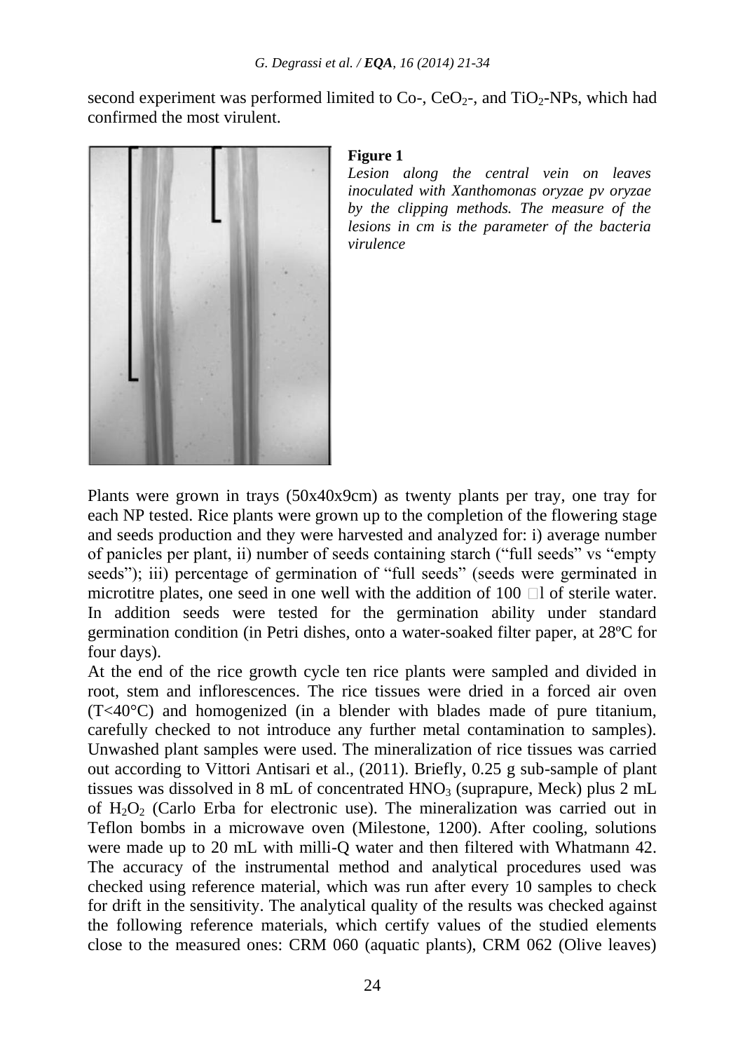second experiment was performed limited to Co-, $CeO_2$-, and $TiO_2$-NPs, which had confirmed the most virulent.

**Figure 1**

*Lesion along the central vein on leaves inoculated with Xanthomonas oryzae pv oryzae by the clipping methods. The measure of the lesions in cm is the parameter of the bacteria virulence*

Plants were grown in trays (50x40x9cm) as twenty plants per tray, one tray for each NP tested. Rice plants were grown up to the completion of the flowering stage and seeds production and they were harvested and analyzed for: i) average number of panicles per plant, ii) number of seeds containing starch ("full seeds" vs "empty seeds"); iii) percentage of germination of "full seeds" (seeds were germinated in microtitre plates, one seed in one well with the addition of 100 □l of sterile water. In addition seeds were tested for the germination ability under standard germination condition (in Petri dishes, onto a water-soaked filter paper, at 28ºC for four days).

At the end of the rice growth cycle ten rice plants were sampled and divided in root, stem and inflorescences. The rice tissues were dried in a forced air oven (T<40°C) and homogenized (in a blender with blades made of pure titanium, carefully checked to not introduce any further metal contamination to samples). Unwashed plant samples were used. The mineralization of rice tissues was carried out according to Vittori Antisari et al., (2011). Briefly, 0.25 g sub-sample of plant tissues was dissolved in 8 mL of concentrated $HNO_3$ (suprapure, Meck) plus 2 mL of $H_2O_2$ (Carlo Erba for electronic use). The mineralization was carried out in Teflon bombs in a microwave oven (Milestone, 1200). After cooling, solutions were made up to 20 mL with milli-Q water and then filtered with Whatmann 42. The accuracy of the instrumental method and analytical procedures used was checked using reference material, which was run after every 10 samples to check for drift in the sensitivity. The analytical quality of the results was checked against the following reference materials, which certify values of the studied elements close to the measured ones: CRM 060 (aquatic plants), CRM 062 (Olive leaves)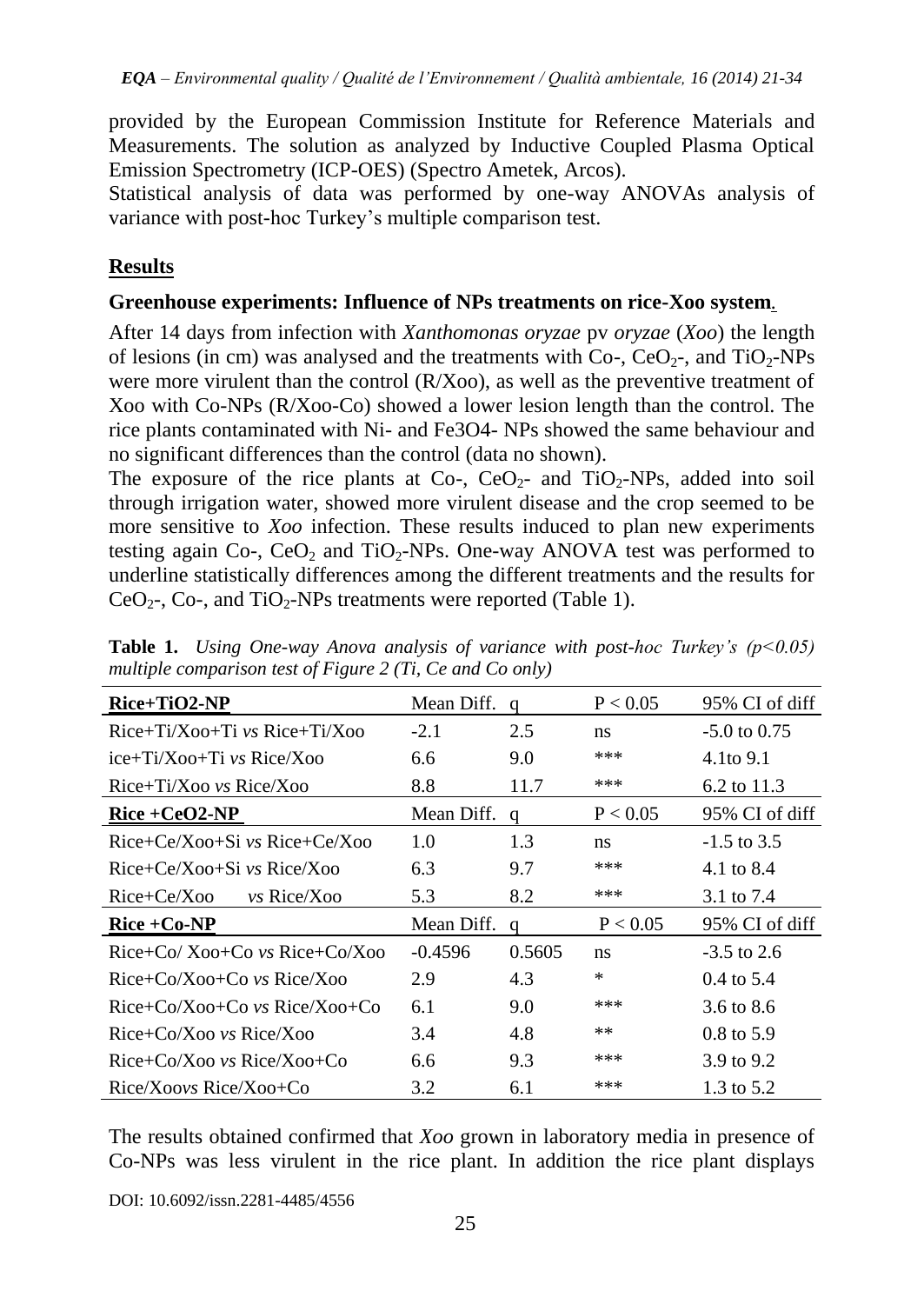provided by the European Commission Institute for Reference Materials and Measurements. The solution as analyzed by Inductive Coupled Plasma Optical Emission Spectrometry (ICP-OES) (Spectro Ametek, Arcos).

Statistical analysis of data was performed by one-way ANOVAs analysis of variance with post-hoc Turkey's multiple comparison test.

## Results

### Greenhouse experiments: Influence of NPs treatments on rice-Xoo system.

After 14 days from infection with *Xanthomonas oryzae* pv *oryzae* (*Xoo*) the length of lesions (in cm) was analysed and the treatments with Co-, $CeO_2$-, and $TiO_2$-NPs were more virulent than the control (R/Xoo), as well as the preventive treatment of Xoo with Co-NPs (R/Xoo-Co) showed a lower lesion length than the control. The rice plants contaminated with Ni- and Fe3O4- NPs showed the same behaviour and no significant differences than the control (data no shown).

The exposure of the rice plants at Co-, $CeO_2$- and $TiO_2$-NPs, added into soil through irrigation water, showed more virulent disease and the crop seemed to be more sensitive to *Xoo* infection. These results induced to plan new experiments testing again Co-, $CeO_2$ and $TiO_2$-NPs. One-way ANOVA test was performed to underline statistically differences among the different treatments and the results for $CeO_2$-, Co-, and $TiO_2$-NPs treatments were reported (Table 1).

**Table 1.** *Using One-way Anova analysis of variance with post-hoc Turkey's (p<0.05) multiple comparison test of Figure 2 (Ti, Ce and Co only)*

| **Rice+TiO2-NP** | Mean Diff. | q | P < 0.05 | 95% CI of diff |
|---|---|---|---|---|
| Rice+Ti/Xoo+Ti *vs* Rice+Ti/Xoo | -2.1 | 2.5 | ns | -5.0 to 0.75 |
| ice+Ti/Xoo+Ti *vs* Rice/Xoo | 6.6 | 9.0 | *** | 4.1to 9.1 |
| Rice+Ti/Xoo *vs* Rice/Xoo | 8.8 | 11.7 | *** | 6.2 to 11.3 |
| **Rice +CeO2-NP** | Mean Diff. | q | P < 0.05 | 95% CI of diff |
| Rice+Ce/Xoo+Si *vs* Rice+Ce/Xoo | 1.0 | 1.3 | ns | -1.5 to 3.5 |
| Rice+Ce/Xoo+Si *vs* Rice/Xoo | 6.3 | 9.7 | *** | 4.1 to 8.4 |
| Rice+Ce/Xoo *vs* Rice/Xoo | 5.3 | 8.2 | *** | 3.1 to 7.4 |
| **Rice +Co-NP** | Mean Diff. | q | P < 0.05 | 95% CI of diff |
| Rice+Co/ Xoo+Co *vs* Rice+Co/Xoo | -0.4596 | 0.5605 | ns | -3.5 to 2.6 |
| Rice+Co/Xoo+Co *vs* Rice/Xoo | 2.9 | 4.3 | * | 0.4 to 5.4 |
| Rice+Co/Xoo+Co *vs* Rice/Xoo+Co | 6.1 | 9.0 | *** | 3.6 to 8.6 |
| Rice+Co/Xoo *vs* Rice/Xoo | 3.4 | 4.8 | ** | 0.8 to 5.9 |
| Rice+Co/Xoo *vs* Rice/Xoo+Co | 6.6 | 9.3 | *** | 3.9 to 9.2 |
| Rice/Xoo*vs* Rice/Xoo+Co | 3.2 | 6.1 | *** | 1.3 to 5.2 |

The results obtained confirmed that *Xoo* grown in laboratory media in presence of Co-NPs was less virulent in the rice plant. In addition the rice plant displays

DOI: 10.6092/issn.2281-4485/4556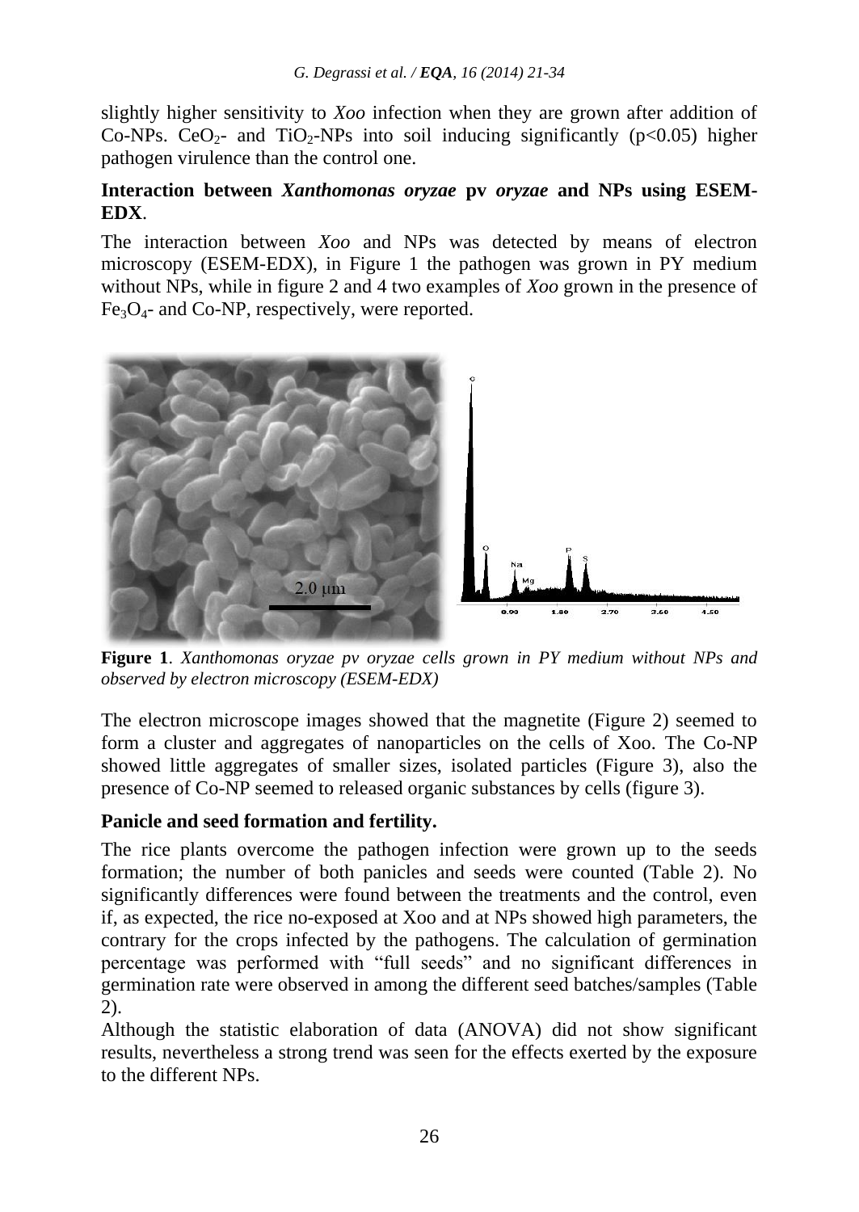slightly higher sensitivity to *Xoo* infection when they are grown after addition of Co-NPs. $CeO_2$- and $TiO_2$-NPs into soil inducing significantly ($p<0.05$) higher pathogen virulence than the control one.

**Interaction between *Xanthomonas oryzae* pv *oryzae* and NPs using ESEM-EDX**.

The interaction between *Xoo* and NPs was detected by means of electron microscopy (ESEM-EDX), in Figure 1 the pathogen was grown in PY medium without NPs, while in figure 2 and 4 two examples of *Xoo* grown in the presence of $Fe_3O_4$- and Co-NP, respectively, were reported.

**Figure 1**. *Xanthomonas oryzae pv oryzae cells grown in PY medium without NPs and observed by electron microscopy (ESEM-EDX)*

The electron microscope images showed that the magnetite (Figure 2) seemed to form a cluster and aggregates of nanoparticles on the cells of Xoo. The Co-NP showed little aggregates of smaller sizes, isolated particles (Figure 3), also the presence of Co-NP seemed to released organic substances by cells (figure 3).

**Panicle and seed formation and fertility.**

The rice plants overcome the pathogen infection were grown up to the seeds formation; the number of both panicles and seeds were counted (Table 2). No significantly differences were found between the treatments and the control, even if, as expected, the rice no-exposed at Xoo and at NPs showed high parameters, the contrary for the crops infected by the pathogens. The calculation of germination percentage was performed with "full seeds" and no significant differences in germination rate were observed in among the different seed batches/samples (Table 2).

Although the statistic elaboration of data (ANOVA) did not show significant results, nevertheless a strong trend was seen for the effects exerted by the exposure to the different NPs.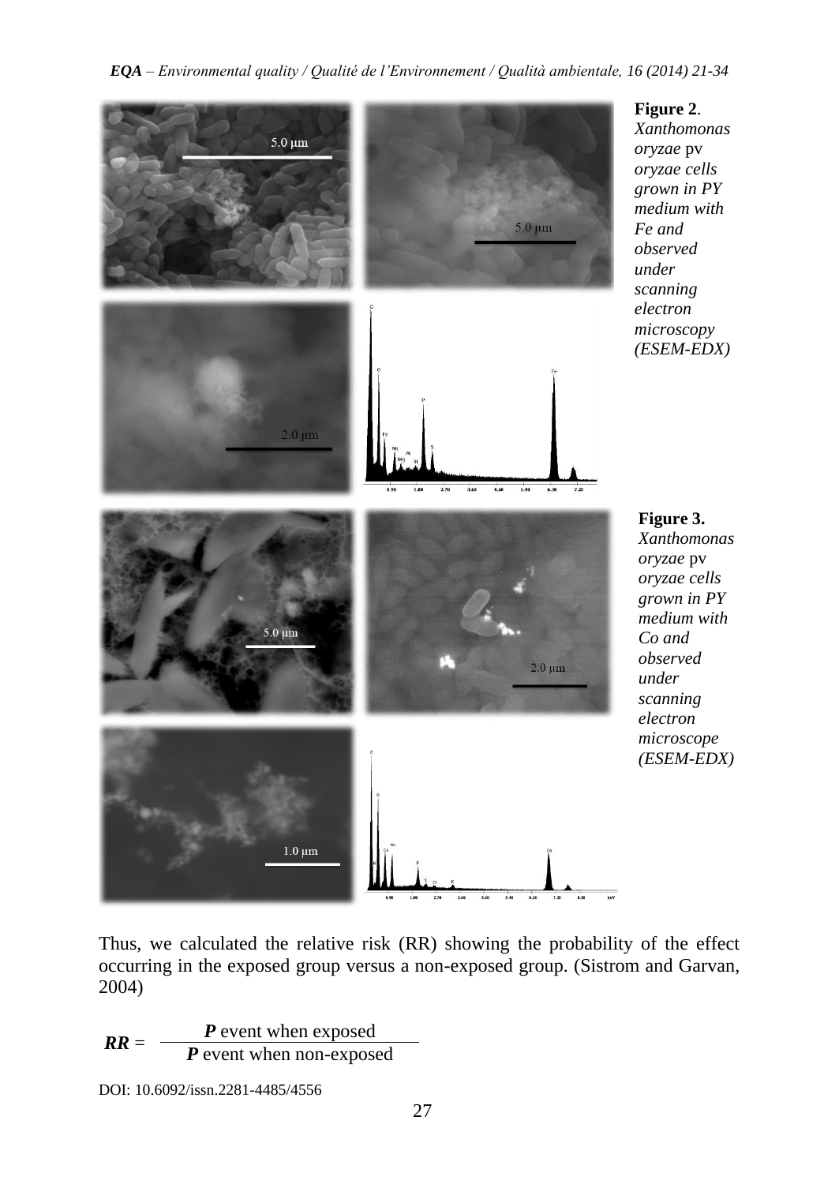**Figure 2**. *Xanthomonas oryzae* pv *oryzae cells grown in PY medium with Fe and observed under scanning electron microscopy (ESEM-EDX)*

**Figure 3.** *Xanthomonas oryzae* pv *oryzae cells grown in PY medium with Co and observed under scanning electron microscope (ESEM-EDX)*

Thus, we calculated the relative risk (RR) showing the probability of the effect occurring in the exposed group versus a non-exposed group. (Sistrom and Garvan, 2004)

$$\boldsymbol{RR} = \frac{\boldsymbol{P} \text{ event when exposed}}{\boldsymbol{P} \text{ event when non-exposed}}$$

DOI: 10.6092/issn.2281-4485/4556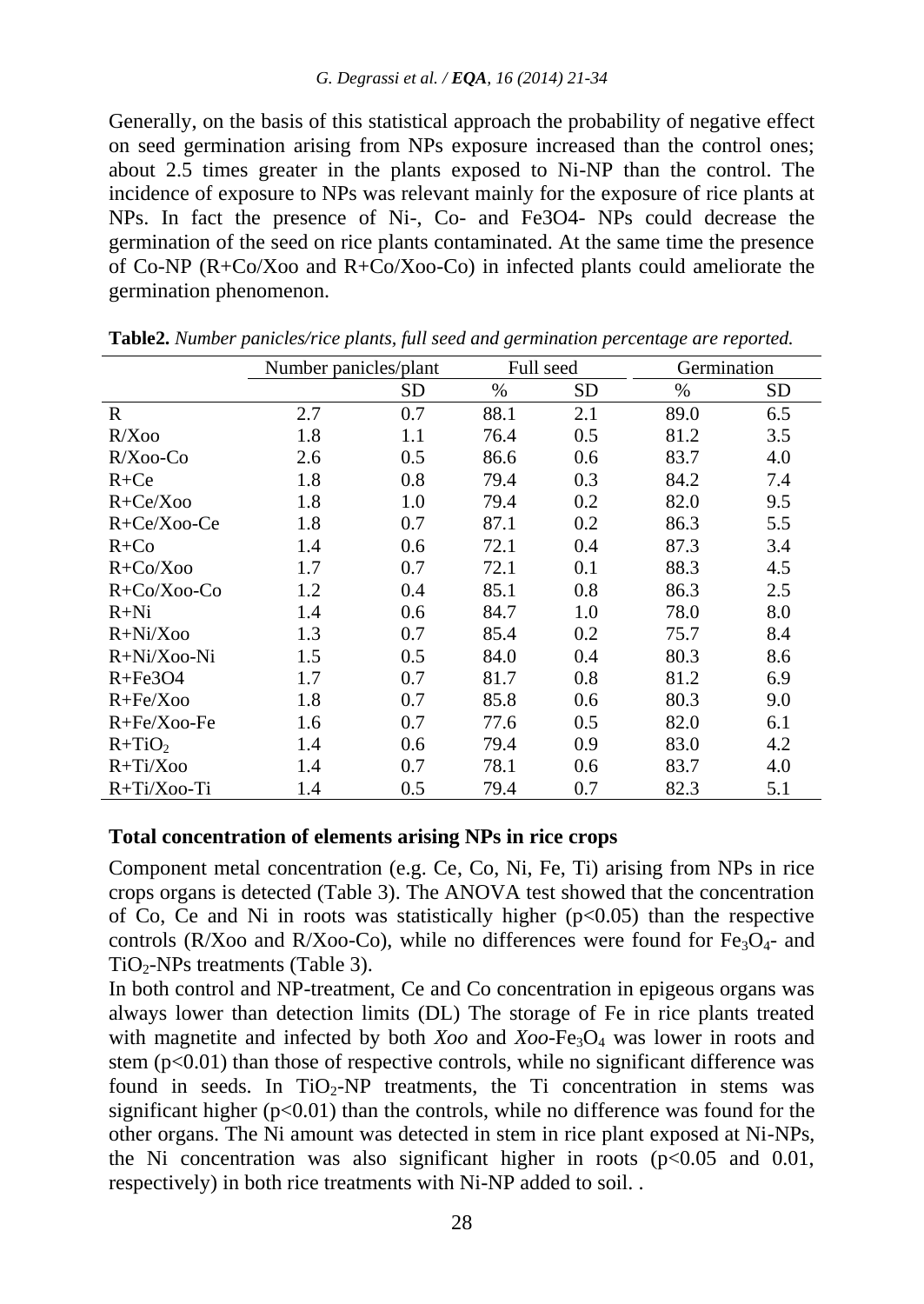Generally, on the basis of this statistical approach the probability of negative effect on seed germination arising from NPs exposure increased than the control ones; about 2.5 times greater in the plants exposed to Ni-NP than the control. The incidence of exposure to NPs was relevant mainly for the exposure of rice plants at NPs. In fact the presence of Ni-, Co- and Fe3O4- NPs could decrease the germination of the seed on rice plants contaminated. At the same time the presence of Co-NP (R+Co/Xoo and R+Co/Xoo-Co) in infected plants could ameliorate the germination phenomenon.

**Table2.** *Number panicles/rice plants, full seed and germination percentage are reported.*

| | Number panicles/plant | | Full seed | | Germination | |
|---|---|---|---|---|---|---|
| | | SD | % | SD | % | SD |
| R | 2.7 | 0.7 | 88.1 | 2.1 | 89.0 | 6.5 |
| R/Xoo | 1.8 | 1.1 | 76.4 | 0.5 | 81.2 | 3.5 |
| R/Xoo-Co | 2.6 | 0.5 | 86.6 | 0.6 | 83.7 | 4.0 |
| R+Ce | 1.8 | 0.8 | 79.4 | 0.3 | 84.2 | 7.4 |
| R+Ce/Xoo | 1.8 | 1.0 | 79.4 | 0.2 | 82.0 | 9.5 |
| R+Ce/Xoo-Ce | 1.8 | 0.7 | 87.1 | 0.2 | 86.3 | 5.5 |
| R+Co | 1.4 | 0.6 | 72.1 | 0.4 | 87.3 | 3.4 |
| R+Co/Xoo | 1.7 | 0.7 | 72.1 | 0.1 | 88.3 | 4.5 |
| R+Co/Xoo-Co | 1.2 | 0.4 | 85.1 | 0.8 | 86.3 | 2.5 |
| R+Ni | 1.4 | 0.6 | 84.7 | 1.0 | 78.0 | 8.0 |
| R+Ni/Xoo | 1.3 | 0.7 | 85.4 | 0.2 | 75.7 | 8.4 |
| R+Ni/Xoo-Ni | 1.5 | 0.5 | 84.0 | 0.4 | 80.3 | 8.6 |
| R+Fe3O4 | 1.7 | 0.7 | 81.7 | 0.8 | 81.2 | 6.9 |
| R+Fe/Xoo | 1.8 | 0.7 | 85.8 | 0.6 | 80.3 | 9.0 |
| R+Fe/Xoo-Fe | 1.6 | 0.7 | 77.6 | 0.5 | 82.0 | 6.1 |
| R+$TiO_2$ | 1.4 | 0.6 | 79.4 | 0.9 | 83.0 | 4.2 |
| R+Ti/Xoo | 1.4 | 0.7 | 78.1 | 0.6 | 83.7 | 4.0 |
| R+Ti/Xoo-Ti | 1.4 | 0.5 | 79.4 | 0.7 | 82.3 | 5.1 |

## Total concentration of elements arising NPs in rice crops

Component metal concentration (e.g. Ce, Co, Ni, Fe, Ti) arising from NPs in rice crops organs is detected (Table 3). The ANOVA test showed that the concentration of Co, Ce and Ni in roots was statistically higher ($p<0.05$) than the respective controls (R/Xoo and R/Xoo-Co), while no differences were found for $Fe_3O_4$- and $TiO_2$-NPs treatments (Table 3).

In both control and NP-treatment, Ce and Co concentration in epigeous organs was always lower than detection limits (DL) The storage of Fe in rice plants treated with magnetite and infected by both *Xoo* and *Xoo*-$Fe_3O_4$ was lower in roots and stem ($p<0.01$) than those of respective controls, while no significant difference was found in seeds. In $TiO_2$-NP treatments, the Ti concentration in stems was significant higher ($p<0.01$) than the controls, while no difference was found for the other organs. The Ni amount was detected in stem in rice plant exposed at Ni-NPs, the Ni concentration was also significant higher in roots ($p<0.05$ and 0.01, respectively) in both rice treatments with Ni-NP added to soil. .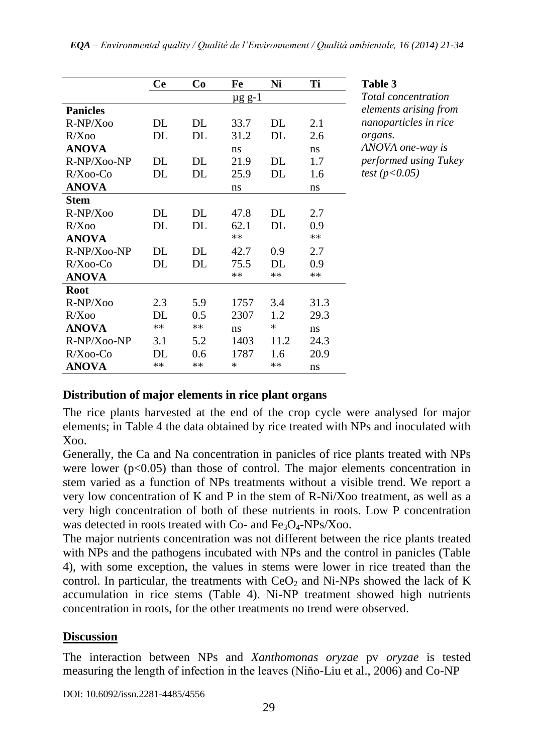| | Ce | Co | Fe | Ni | Ti |
|---|---|---|---|---|---|
| | | | µg g-1 | | |
| **Panicles** | | | | | |
| R-NP/Xoo | DL | DL | 33.7 | DL | 2.1 |
| R/Xoo | DL | DL | 31.2 | DL | 2.6 |
| **ANOVA** | | | ns | | ns |
| R-NP/Xoo-NP | DL | DL | 21.9 | DL | 1.7 |
| R/Xoo-Co | DL | DL | 25.9 | DL | 1.6 |
| **ANOVA** | | | ns | | ns |
| **Stem** | | | | | |
| R-NP/Xoo | DL | DL | 47.8 | DL | 2.7 |
| R/Xoo | DL | DL | 62.1 | DL | 0.9 |
| **ANOVA** | | | ** | | ** |
| R-NP/Xoo-NP | DL | DL | 42.7 | 0.9 | 2.7 |
| R/Xoo-Co | DL | DL | 75.5 | DL | 0.9 |
| **ANOVA** | | | ** | ** | ** |
| **Root** | | | | | |
| R-NP/Xoo | 2.3 | 5.9 | 1757 | 3.4 | 31.3 |
| R/Xoo | DL | 0.5 | 2307 | 1.2 | 29.3 |
| **ANOVA** | ** | ** | ns | * | ns |
| R-NP/Xoo-NP | 3.1 | 5.2 | 1403 | 11.2 | 24.3 |
| R/Xoo-Co | DL | 0.6 | 1787 | 1.6 | 20.9 |
| **ANOVA** | ** | ** | * | ** | ns |

**Table 3**
*Total concentration elements arising from nanoparticles in rice organs.*
*ANOVA one-way is performed using Tukey test ($p<0.05$)*

### Distribution of major elements in rice plant organs

The rice plants harvested at the end of the crop cycle were analysed for major elements; in Table 4 the data obtained by rice treated with NPs and inoculated with Xoo.

Generally, the Ca and Na concentration in panicles of rice plants treated with NPs were lower ($p<0.05$) than those of control. The major elements concentration in stem varied as a function of NPs treatments without a visible trend. We report a very low concentration of K and P in the stem of R-Ni/Xoo treatment, as well as a very high concentration of both of these nutrients in roots. Low P concentration was detected in roots treated with Co- and $Fe_3O_4$-NPs/Xoo.

The major nutrients concentration was not different between the rice plants treated with NPs and the pathogens incubated with NPs and the control in panicles (Table 4), with some exception, the values in stems were lower in rice treated than the control. In particular, the treatments with $CeO_2$ and Ni-NPs showed the lack of K accumulation in rice stems (Table 4). Ni-NP treatment showed high nutrients concentration in roots, for the other treatments no trend were observed.

## Discussion

The interaction between NPs and *Xanthomonas oryzae* pv *oryzae* is tested measuring the length of infection in the leaves (Niňo-Liu et al., 2006) and Co-NP

DOI: 10.6092/issn.2281-4485/4556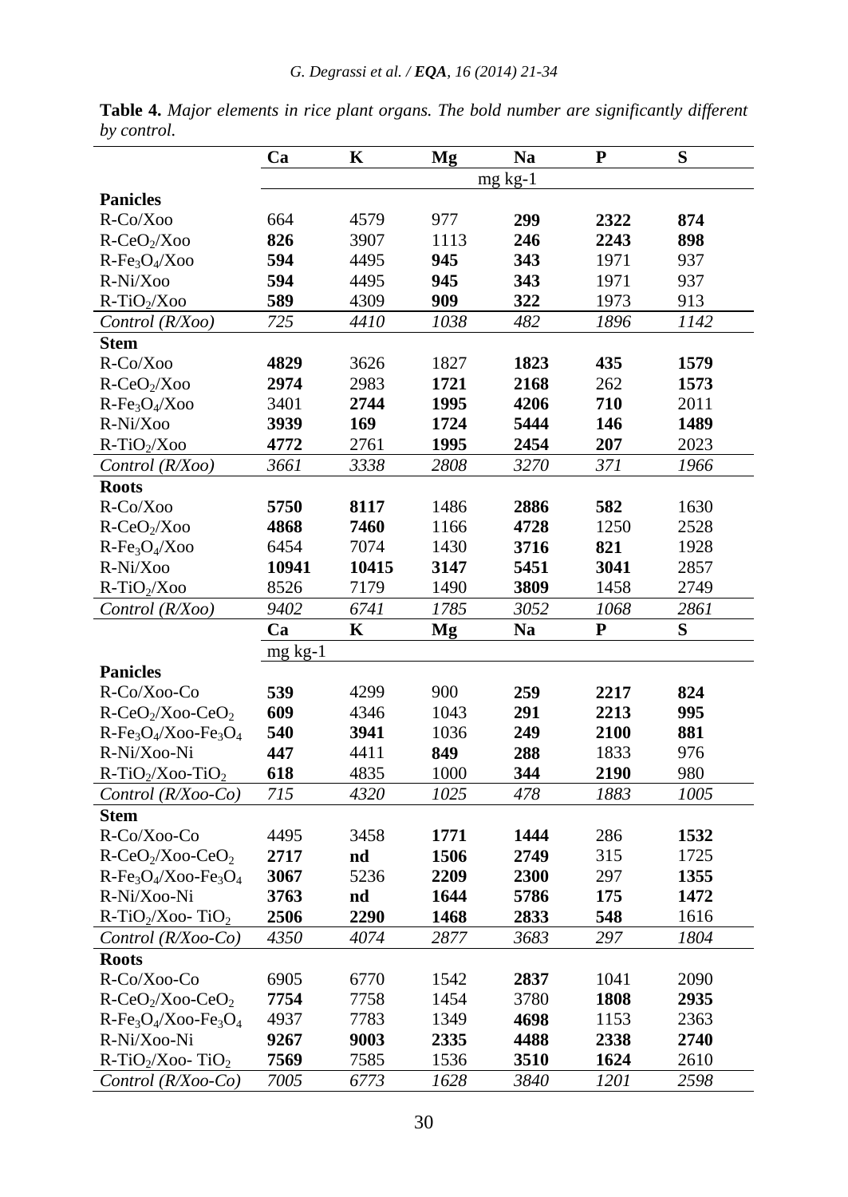**Table 4.** *Major elements in rice plant organs. The bold number are significantly different by control.*

| | Ca | K | Mg | Na | P | S |
|---|---|---|---|---|---|---|
| | mg kg-1 | | | | | |
| **Panicles** | | | | | | |
| R-Co/Xoo | 664 | 4579 | 977 | **299** | **2322** | **874** |
| R-$CeO_2$/Xoo | **826** | 3907 | 1113 | **246** | **2243** | **898** |
| R-$Fe_3O_4$/Xoo | **594** | 4495 | **945** | **343** | 1971 | 937 |
| R-Ni/Xoo | **594** | 4495 | **945** | **343** | 1971 | 937 |
| R-$TiO_2$/Xoo | **589** | 4309 | **909** | **322** | 1973 | 913 |
| *Control (R/Xoo)* | *725* | *4410* | *1038* | *482* | *1896* | *1142* |
| **Stem** | | | | | | |
| R-Co/Xoo | **4829** | 3626 | 1827 | **1823** | **435** | **1579** |
| R-$CeO_2$/Xoo | **2974** | 2983 | **1721** | **2168** | 262 | **1573** |
| R-$Fe_3O_4$/Xoo | 3401 | **2744** | **1995** | **4206** | **710** | 2011 |
| R-Ni/Xoo | **3939** | **169** | **1724** | **5444** | **146** | **1489** |
| R-$TiO_2$/Xoo | **4772** | 2761 | **1995** | **2454** | **207** | 2023 |
| *Control (R/Xoo)* | *3661* | *3338* | *2808* | *3270* | *371* | *1966* |
| **Roots** | | | | | | |
| R-Co/Xoo | **5750** | **8117** | 1486 | **2886** | **582** | 1630 |
| R-$CeO_2$/Xoo | **4868** | **7460** | 1166 | **4728** | 1250 | 2528 |
| R-$Fe_3O_4$/Xoo | 6454 | 7074 | 1430 | **3716** | **821** | 1928 |
| R-Ni/Xoo | **10941** | **10415** | **3147** | **5451** | **3041** | **2857** |
| R-$TiO_2$/Xoo | 8526 | 7179 | 1490 | **3809** | 1458 | 2749 |
| *Control (R/Xoo)* | *9402* | *6741* | *1785* | *3052* | *1068* | *2861* |
| | **Ca** | **K** | **Mg** | **Na** | **P** | **S** |
| | mg kg-1 | | | | | |
| **Panicles** | | | | | | |
| R-Co/Xoo-Co | **539** | 4299 | 900 | **259** | **2217** | **824** |
| R-$CeO_2$/Xoo-$CeO_2$ | **609** | 4346 | 1043 | **291** | **2213** | **995** |
| R-$Fe_3O_4$/Xoo-$Fe_3O_4$ | **540** | **3941** | 1036 | **249** | **2100** | **881** |
| R-Ni/Xoo-Ni | **447** | 4411 | **849** | **288** | 1833 | 976 |
| R-$TiO_2$/Xoo-$TiO_2$ | **618** | 4835 | 1000 | **344** | **2190** | 980 |
| *Control (R/Xoo-Co)* | *715* | *4320* | *1025* | *478* | *1883* | *1005* |
| **Stem** | | | | | | |
| R-Co/Xoo-Co | 4495 | 3458 | **1771** | **1444** | 286 | **1532** |
| R-$CeO_2$/Xoo-$CeO_2$ | **2717** | **nd** | **1506** | **2749** | 315 | 1725 |
| R-$Fe_3O_4$/Xoo-$Fe_3O_4$ | **3067** | 5236 | **2209** | **2300** | 297 | **1355** |
| R-Ni/Xoo-Ni | **3763** | **nd** | **1644** | **5786** | **175** | **1472** |
| R-$TiO_2$/Xoo- $TiO_2$ | **2506** | **2290** | **1468** | **2833** | **548** | 1616 |
| *Control (R/Xoo-Co)* | *4350* | *4074* | *2877* | *3683* | *297* | *1804* |
| **Roots** | | | | | | |
| R-Co/Xoo-Co | 6905 | 6770 | 1542 | **2837** | 1041 | 2090 |
| R-$CeO_2$/Xoo-$CeO_2$ | **7754** | 7758 | 1454 | 3780 | **1808** | **2935** |
| R-$Fe_3O_4$/Xoo-$Fe_3O_4$ | 4937 | 7783 | 1349 | **4698** | 1153 | 2363 |
| R-Ni/Xoo-Ni | **9267** | **9003** | **2335** | **4488** | **2338** | **2740** |
| R-$TiO_2$/Xoo- $TiO_2$ | **7569** | 7585 | 1536 | **3510** | **1624** | 2610 |
| *Control (R/Xoo-Co)* | *7005* | *6773* | *1628* | *3840* | *1201* | *2598* |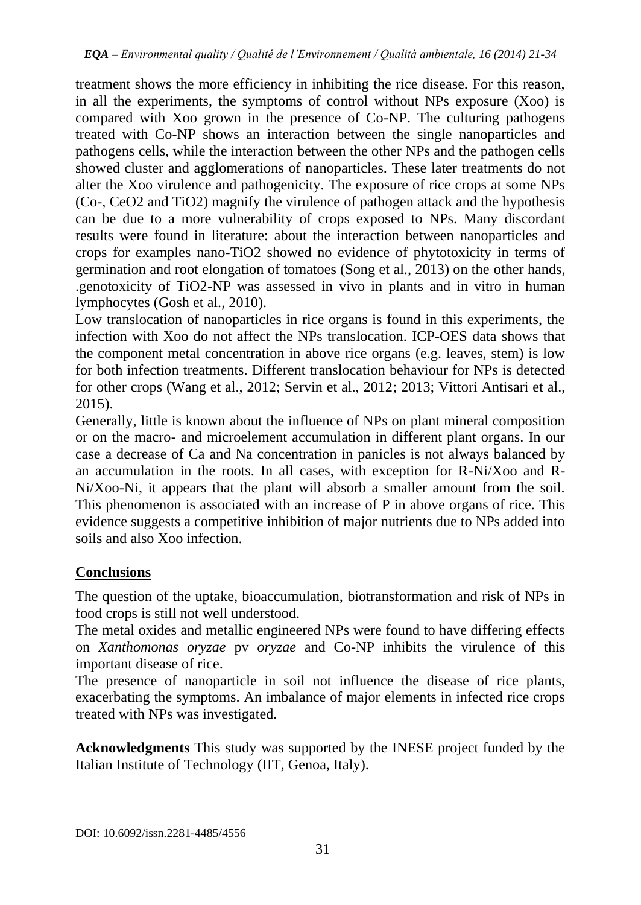treatment shows the more efficiency in inhibiting the rice disease. For this reason, in all the experiments, the symptoms of control without NPs exposure (Xoo) is compared with Xoo grown in the presence of Co-NP. The culturing pathogens treated with Co-NP shows an interaction between the single nanoparticles and pathogens cells, while the interaction between the other NPs and the pathogen cells showed cluster and agglomerations of nanoparticles. These later treatments do not alter the Xoo virulence and pathogenicity. The exposure of rice crops at some NPs (Co-, $CeO_2$ and $TiO_2$) magnify the virulence of pathogen attack and the hypothesis can be due to a more vulnerability of crops exposed to NPs. Many discordant results were found in literature: about the interaction between nanoparticles and crops for examples nano-$TiO_2$ showed no evidence of phytotoxicity in terms of germination and root elongation of tomatoes (Song et al., 2013) on the other hands, .genotoxicity of $TiO_2$-NP was assessed in vivo in plants and in vitro in human lymphocytes (Gosh et al., 2010).

Low translocation of nanoparticles in rice organs is found in this experiments, the infection with Xoo do not affect the NPs translocation. ICP-OES data shows that the component metal concentration in above rice organs (e.g. leaves, stem) is low for both infection treatments. Different translocation behaviour for NPs is detected for other crops (Wang et al., 2012; Servin et al., 2012; 2013; Vittori Antisari et al., 2015).

Generally, little is known about the influence of NPs on plant mineral composition or on the macro- and microelement accumulation in different plant organs. In our case a decrease of Ca and Na concentration in panicles is not always balanced by an accumulation in the roots. In all cases, with exception for R-Ni/Xoo and R-Ni/Xoo-Ni, it appears that the plant will absorb a smaller amount from the soil. This phenomenon is associated with an increase of P in above organs of rice. This evidence suggests a competitive inhibition of major nutrients due to NPs added into soils and also Xoo infection.

## Conclusions

The question of the uptake, bioaccumulation, biotransformation and risk of NPs in food crops is still not well understood.

The metal oxides and metallic engineered NPs were found to have differing effects on *Xanthomonas oryzae* pv *oryzae* and Co-NP inhibits the virulence of this important disease of rice.

The presence of nanoparticle in soil not influence the disease of rice plants, exacerbating the symptoms. An imbalance of major elements in infected rice crops treated with NPs was investigated.

**Acknowledgments** This study was supported by the INESE project funded by the Italian Institute of Technology (IIT, Genoa, Italy).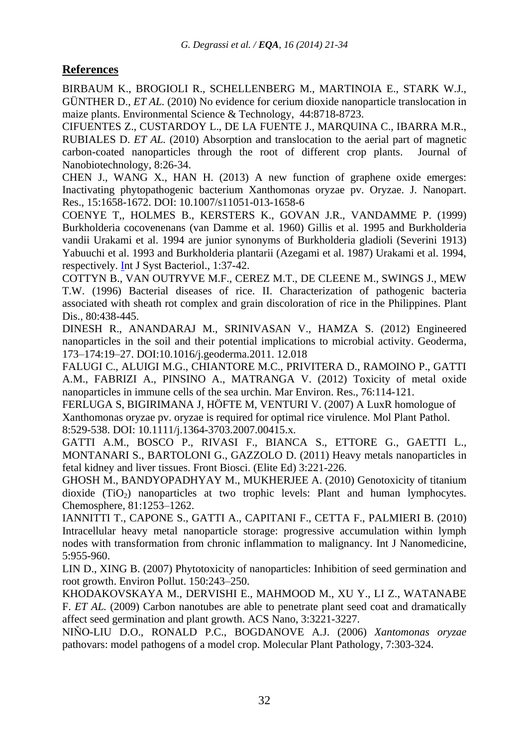## References

BIRBAUM K., BROGIOLI R., SCHELLENBERG M., MARTINOIA E., STARK W.J., GÜNTHER D., *ET AL.* (2010) No evidence for cerium dioxide nanoparticle translocation in maize plants. Environmental Science & Technology, 44:8718-8723.

CIFUENTES Z., CUSTARDOY L., DE LA FUENTE J., MARQUINA C., IBARRA M.R., RUBIALES D. *ET AL.* (2010) Absorption and translocation to the aerial part of magnetic carbon-coated nanoparticles through the root of different crop plants. Journal of Nanobiotechnology, 8:26-34.

CHEN J., WANG X., HAN H. (2013) A new function of graphene oxide emerges: Inactivating phytopathogenic bacterium Xanthomonas oryzae pv. Oryzae. J. Nanopart. Res., 15:1658-1672. DOI: 10.1007/s11051-013-1658-6

COENYE T,, HOLMES B., KERSTERS K., GOVAN J.R., VANDAMME P. (1999) Burkholderia cocovenenans (van Damme et al. 1960) Gillis et al. 1995 and Burkholderia vandii Urakami et al. 1994 are junior synonyms of Burkholderia gladioli (Severini 1913) Yabuuchi et al. 1993 and Burkholderia plantarii (Azegami et al. 1987) Urakami et al. 1994, respectively. Int J Syst Bacteriol., 1:37-42.

COTTYN B., VAN OUTRYVE M.F., CEREZ M.T., DE CLEENE M., SWINGS J., MEW T.W. (1996) Bacterial diseases of rice. II. Characterization of pathogenic bacteria associated with sheath rot complex and grain discoloration of rice in the Philippines. Plant Dis., 80:438-445.

DINESH R., ANANDARAJ M., SRINIVASAN V., HAMZA S. (2012) Engineered nanoparticles in the soil and their potential implications to microbial activity. Geoderma, 173–174:19–27. DOI:10.1016/j.geoderma.2011. 12.018

FALUGI C., ALUIGI M.G., CHIANTORE M.C., PRIVITERA D., RAMOINO P., GATTI A.M., FABRIZI A., PINSINO A., MATRANGA V. (2012) Toxicity of metal oxide nanoparticles in immune cells of the sea urchin. Mar Environ. Res., 76:114-121.

FERLUGA S, BIGIRIMANA J, HÖFTE M, VENTURI V. (2007) A LuxR homologue of Xanthomonas oryzae pv. oryzae is required for optimal rice virulence. Mol Plant Pathol. 8:529-538. DOI: 10.1111/j.1364-3703.2007.00415.x.

GATTI A.M., BOSCO P., RIVASI F., BIANCA S., ETTORE G., GAETTI L., MONTANARI S., BARTOLONI G., GAZZOLO D. (2011) Heavy metals nanoparticles in fetal kidney and liver tissues. Front Biosci. (Elite Ed) 3:221-226.

GHOSH M., BANDYOPADHYAY M., MUKHERJEE A. (2010) Genotoxicity of titanium dioxide ($TiO_2$) nanoparticles at two trophic levels: Plant and human lymphocytes. Chemosphere, 81:1253–1262.

IANNITTI T., CAPONE S., GATTI A., CAPITANI F., CETTA F., PALMIERI B. (2010) Intracellular heavy metal nanoparticle storage: progressive accumulation within lymph nodes with transformation from chronic inflammation to malignancy. Int J Nanomedicine, 5:955-960.

LIN D., XING B. (2007) Phytotoxicity of nanoparticles: Inhibition of seed germination and root growth. Environ Pollut. 150:243–250.

KHODAKOVSKAYA M., DERVISHI E., MAHMOOD M., XU Y., LI Z., WATANABE F. *ET AL.* (2009) Carbon nanotubes are able to penetrate plant seed coat and dramatically affect seed germination and plant growth. ACS Nano, 3:3221-3227.

NIŇO-LIU D.O., RONALD P.C., BOGDANOVE A.J. (2006) *Xantomonas oryzae* pathovars: model pathogens of a model crop. Molecular Plant Pathology, 7:303-324.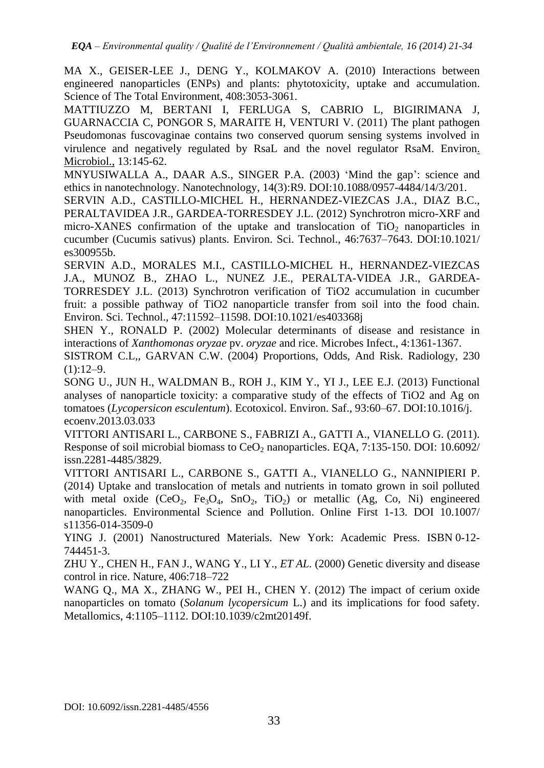MA X., GEISER-LEE J., DENG Y., KOLMAKOV A. (2010) Interactions between engineered nanoparticles (ENPs) and plants: phytotoxicity, uptake and accumulation. Science of The Total Environment, 408:3053-3061.

MATTIUZZO M, BERTANI I, FERLUGA S, CABRIO L, BIGIRIMANA J, GUARNACCIA C, PONGOR S, MARAITE H, VENTURI V. (2011) The plant pathogen Pseudomonas fuscovaginae contains two conserved quorum sensing systems involved in virulence and negatively regulated by RsaL and the novel regulator RsaM. Environ. Microbiol., 13:145-62.

MNYUSIWALLA A., DAAR A.S., SINGER P.A. (2003) 'Mind the gap': science and ethics in nanotechnology. Nanotechnology, 14(3):R9. DOI:10.1088/0957-4484/14/3/201.

SERVIN A.D., CASTILLO-MICHEL H., HERNANDEZ-VIEZCAS J.A., DIAZ B.C., PERALTAVIDEA J.R., GARDEA-TORRESDEY J.L. (2012) Synchrotron micro-XRF and micro-XANES confirmation of the uptake and translocation of $TiO_2$ nanoparticles in cucumber (Cucumis sativus) plants. Environ. Sci. Technol., 46:7637–7643. DOI:10.1021/es300955b.

SERVIN A.D., MORALES M.I., CASTILLO-MICHEL H., HERNANDEZ-VIEZCAS J.A., MUNOZ B., ZHAO L., NUNEZ J.E., PERALTA-VIDEA J.R., GARDEA-TORRESDEY J.L. (2013) Synchrotron verification of TiO2 accumulation in cucumber fruit: a possible pathway of TiO2 nanoparticle transfer from soil into the food chain. Environ. Sci. Technol., 47:11592–11598. DOI:10.1021/es403368j

SHEN Y., RONALD P. (2002) Molecular determinants of disease and resistance in interactions of *Xanthomonas oryzae* pv. *oryzae* and rice. Microbes Infect., 4:1361-1367.

SISTROM C.L,, GARVAN C.W. (2004) Proportions, Odds, And Risk. Radiology, 230 (1):12–9.

SONG U., JUN H., WALDMAN B., ROH J., KIM Y., YI J., LEE E.J. (2013) Functional analyses of nanoparticle toxicity: a comparative study of the effects of TiO2 and Ag on tomatoes (*Lycopersicon esculentum*). Ecotoxicol. Environ. Saf., 93:60–67. DOI:10.1016/j. ecoenv.2013.03.033

VITTORI ANTISARI L., CARBONE S., FABRIZI A., GATTI A., VIANELLO G. (2011). Response of soil microbial biomass to $CeO_2$ nanoparticles. EQA, 7:135-150. DOI: 10.6092/ issn.2281-4485/3829.

VITTORI ANTISARI L., CARBONE S., GATTI A., VIANELLO G., NANNIPIERI P. (2014) Uptake and translocation of metals and nutrients in tomato grown in soil polluted with metal oxide ($CeO_2$, $Fe_3O_4$, $SnO_2$, $TiO_2$) or metallic (Ag, Co, Ni) engineered nanoparticles. Environmental Science and Pollution. Online First 1-13. DOI 10.1007/ s11356-014-3509-0

YING J. (2001) Nanostructured Materials. New York: Academic Press. ISBN 0-12-744451-3.

ZHU Y., CHEN H., FAN J., WANG Y., LI Y., *ET AL*. (2000) Genetic diversity and disease control in rice. Nature, 406:718–722

WANG Q., MA X., ZHANG W., PEI H., CHEN Y. (2012) The impact of cerium oxide nanoparticles on tomato (*Solanum lycopersicum* L.) and its implications for food safety. Metallomics, 4:1105–1112. DOI:10.1039/c2mt20149f.

DOI: 10.6092/issn.2281-4485/4556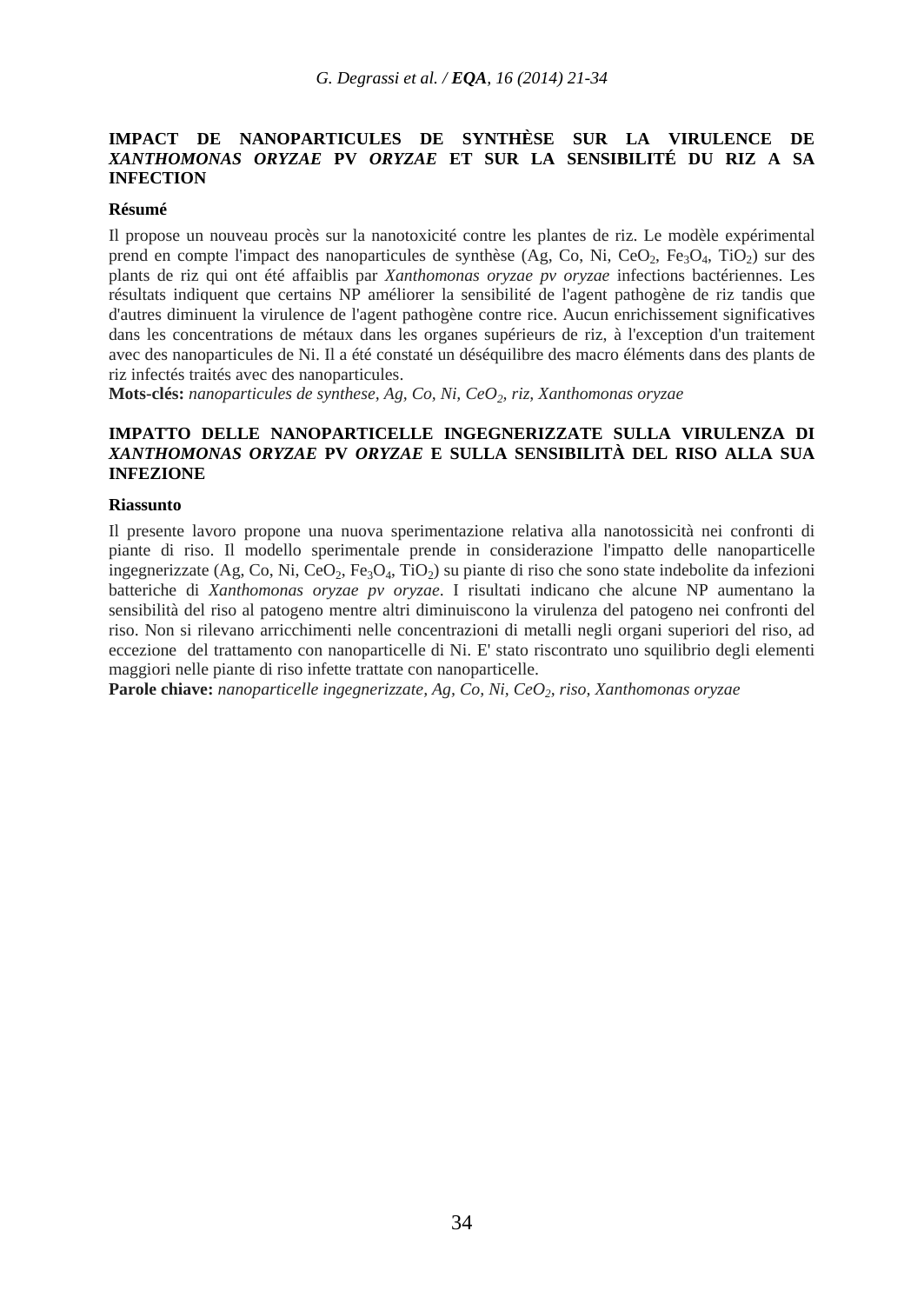## IMPACT DE NANOPARTICULES DE SYNTHÈSE SUR LA VIRULENCE DE *XANTHOMONAS ORYZAE* PV *ORYZAE* ET SUR LA SENSIBILITÉ DU RIZ A SA INFECTION

### Résumé

Il propose un nouveau procès sur la nanotoxicité contre les plantes de riz. Le modèle expérimental prend en compte l'impact des nanoparticules de synthèse (Ag, Co, Ni, $CeO_2$, $Fe_3O_4$, $TiO_2$) sur des plants de riz qui ont été affaiblis par *Xanthomonas oryzae pv oryzae* infections bactériennes. Les résultats indiquent que certains NP améliorer la sensibilité de l'agent pathogène de riz tandis que d'autres diminuent la virulence de l'agent pathogène contre rice. Aucun enrichissement significatives dans les concentrations de métaux dans les organes supérieurs de riz, à l'exception d'un traitement avec des nanoparticules de Ni. Il a été constaté un déséquilibre des macro éléments dans des plants de riz infectés traités avec des nanoparticules.

**Mots-clés:** *nanoparticules de synthese, Ag, Co, Ni,* $CeO_2$*, riz, Xanthomonas oryzae*

## IMPATTO DELLE NANOPARTICELLE INGEGNERIZZATE SULLA VIRULENZA DI *XANTHOMONAS ORYZAE* PV *ORYZAE* E SULLA SENSIBILITÀ DEL RISO ALLA SUA INFEZIONE

### Riassunto

Il presente lavoro propone una nuova sperimentazione relativa alla nanotossicità nei confronti di piante di riso. Il modello sperimentale prende in considerazione l'impatto delle nanoparticelle ingegnerizzate (Ag, Co, Ni, $CeO_2$, $Fe_3O_4$, $TiO_2$) su piante di riso che sono state indebolite da infezioni batteriche di *Xanthomonas oryzae pv oryzae*. I risultati indicano che alcune NP aumentano la sensibilità del riso al patogeno mentre altri diminuiscono la virulenza del patogeno nei confronti del riso. Non si rilevano arricchimenti nelle concentrazioni di metalli negli organi superiori del riso, ad eccezione del trattamento con nanoparticelle di Ni. E' stato riscontrato uno squilibrio degli elementi maggiori nelle piante di riso infette trattate con nanoparticelle.

**Parole chiave:** *nanoparticelle ingegnerizzate, Ag, Co, Ni,* $CeO_2$*, riso, Xanthomonas oryzae*